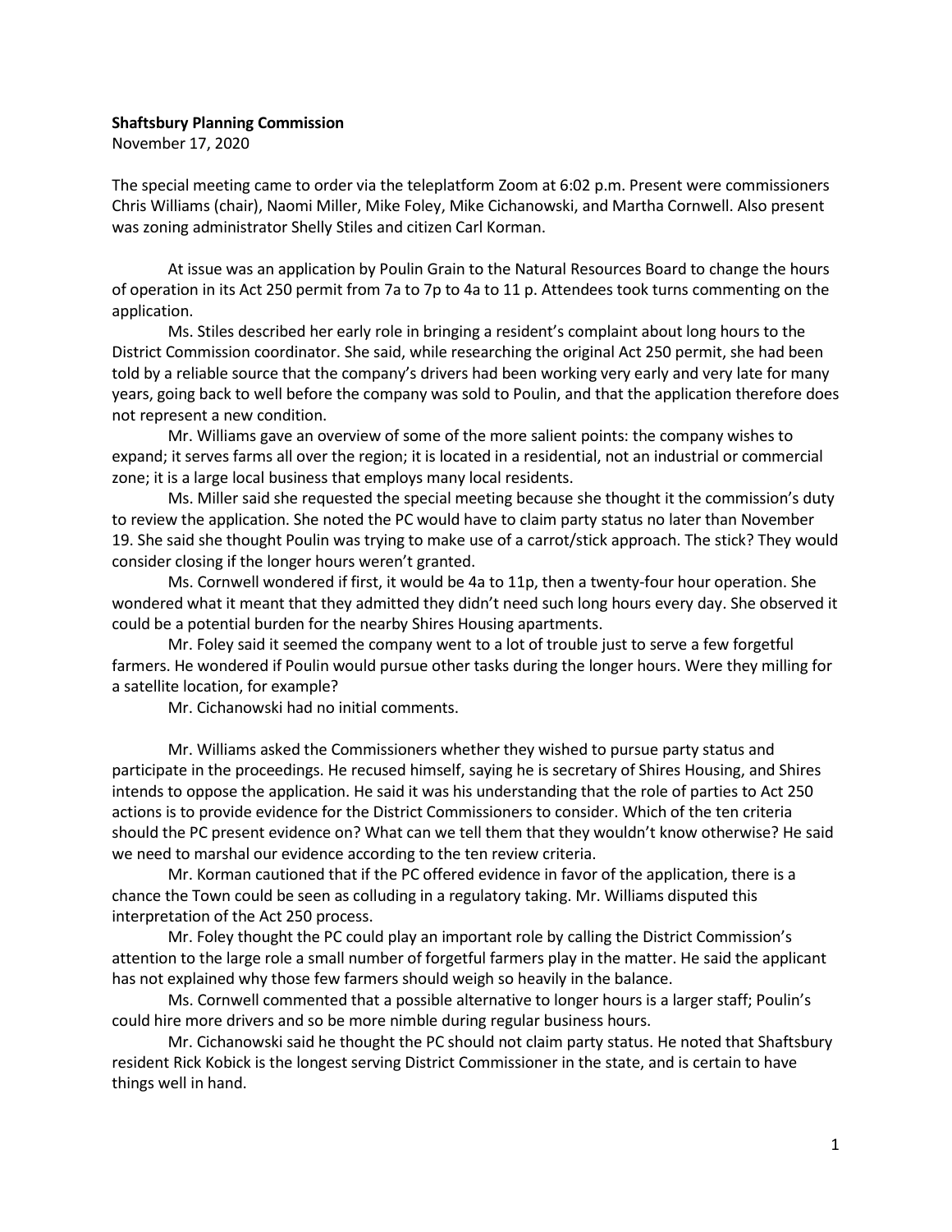**Shaftsbury Planning Commission**

November 17, 2020

The special meeting came to order via the teleplatform Zoom at 6:02 p.m. Present were commissioners Chris Williams (chair), Naomi Miller, Mike Foley, Mike Cichanowski, and Martha Cornwell. Also present was zoning administrator Shelly Stiles and citizen Carl Korman.

At issue was an application by Poulin Grain to the Natural Resources Board to change the hours of operation in its Act 250 permit from 7a to 7p to 4a to 11 p. Attendees took turns commenting on the application.

Ms. Stiles described her early role in bringing a resident's complaint about long hours to the District Commission coordinator. She said, while researching the original Act 250 permit, she had been told by a reliable source that the company's drivers had been working very early and very late for many years, going back to well before the company was sold to Poulin, and that the application therefore does not represent a new condition.

Mr. Williams gave an overview of some of the more salient points: the company wishes to expand; it serves farms all over the region; it is located in a residential, not an industrial or commercial zone; it is a large local business that employs many local residents.

Ms. Miller said she requested the special meeting because she thought it the commission's duty to review the application. She noted the PC would have to claim party status no later than November 19. She said she thought Poulin was trying to make use of a carrot/stick approach. The stick? They would consider closing if the longer hours weren't granted.

Ms. Cornwell wondered if first, it would be 4a to 11p, then a twenty-four hour operation. She wondered what it meant that they admitted they didn't need such long hours every day. She observed it could be a potential burden for the nearby Shires Housing apartments.

Mr. Foley said it seemed the company went to a lot of trouble just to serve a few forgetful farmers. He wondered if Poulin would pursue other tasks during the longer hours. Were they milling for a satellite location, for example?

Mr. Cichanowski had no initial comments.

Mr. Williams asked the Commissioners whether they wished to pursue party status and participate in the proceedings. He recused himself, saying he is secretary of Shires Housing, and Shires intends to oppose the application. He said it was his understanding that the role of parties to Act 250 actions is to provide evidence for the District Commissioners to consider. Which of the ten criteria should the PC present evidence on? What can we tell them that they wouldn't know otherwise? He said we need to marshal our evidence according to the ten review criteria.

Mr. Korman cautioned that if the PC offered evidence in favor of the application, there is a chance the Town could be seen as colluding in a regulatory taking. Mr. Williams disputed this interpretation of the Act 250 process.

Mr. Foley thought the PC could play an important role by calling the District Commission's attention to the large role a small number of forgetful farmers play in the matter. He said the applicant has not explained why those few farmers should weigh so heavily in the balance.

Ms. Cornwell commented that a possible alternative to longer hours is a larger staff; Poulin's could hire more drivers and so be more nimble during regular business hours.

Mr. Cichanowski said he thought the PC should not claim party status. He noted that Shaftsbury resident Rick Kobick is the longest serving District Commissioner in the state, and is certain to have things well in hand.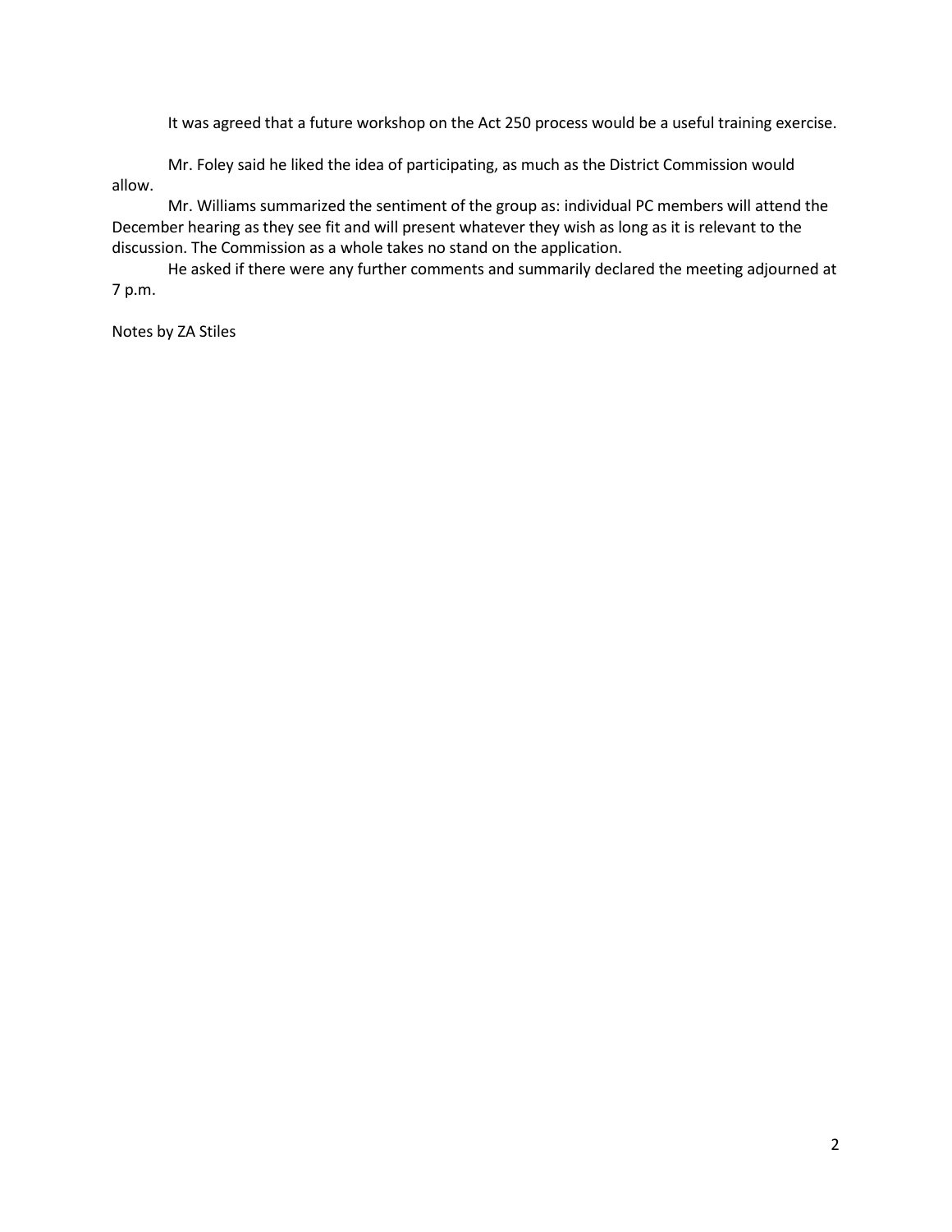It was agreed that a future workshop on the Act 250 process would be a useful training exercise.

Mr. Foley said he liked the idea of participating, as much as the District Commission would allow.

Mr. Williams summarized the sentiment of the group as: individual PC members will attend the December hearing as they see fit and will present whatever they wish as long as it is relevant to the discussion. The Commission as a whole takes no stand on the application.

He asked if there were any further comments and summarily declared the meeting adjourned at 7 p.m.

Notes by ZA Stiles